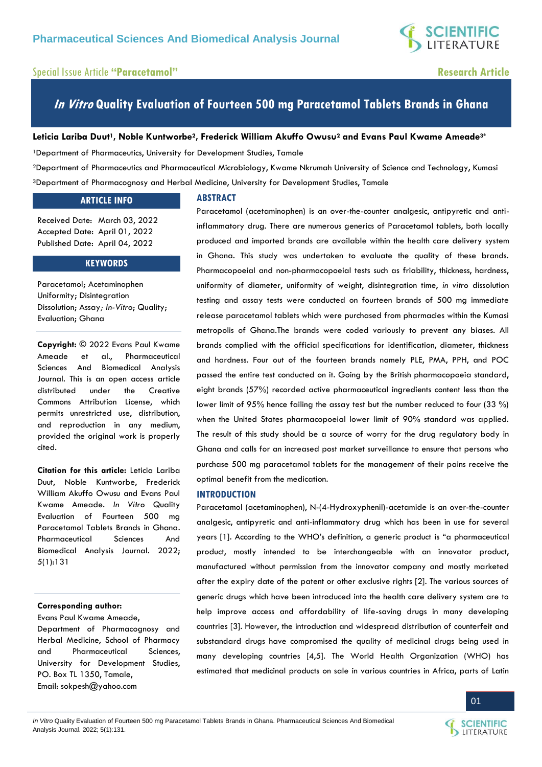Special Issue Article **"Paracetamol"**

**Research Article**

# *In Vitro* Quality Evaluation of Fourteen 500 mg Paracetamol Tablets Brands in Ghana

**Leticia Lariba Duut[1], Noble Kuntworbe[2], Frederick William Akuffo Owusu[2] and Evans Paul Kwame Ameade[3]***

[1]Department of Pharmaceutics, University for Development Studies, Tamale

[2]Department of Pharmaceutics and Pharmaceutical Microbiology, Kwame Nkrumah University of Science and Technology, Kumasi

[3]Department of Pharmacognosy and Herbal Medicine, University for Development Studies, Tamale

## ARTICLE INFO

Received Date: March 03, 2022
Accepted Date: April 01, 2022
Published Date: April 04, 2022

## KEYWORDS

Paracetamol; Acetaminophen Uniformity; Disintegration Dissolution; Assay; *In-Vitro*; Quality; Evaluation; Ghana

**Copyright:** © 2022 Evans Paul Kwame Ameade et al., Pharmaceutical Sciences And Biomedical Analysis Journal. This is an open access article distributed under the Creative Commons Attribution License, which permits unrestricted use, distribution, and reproduction in any medium, provided the original work is properly cited.

**Citation for this article:** Leticia Lariba Duut, Noble Kuntworbe, Frederick William Akuffo Owusu and Evans Paul Kwame Ameade. *In Vitro* Quality Evaluation of Fourteen 500 mg Paracetamol Tablets Brands in Ghana. Pharmaceutical Sciences And Biomedical Analysis Journal. 2022; 5(1):131

**Corresponding author:**
Evans Paul Kwame Ameade,
Department of Pharmacognosy and Herbal Medicine, School of Pharmacy and Pharmaceutical Sciences, University for Development Studies, PO. Box TL 1350, Tamale,
Email: sokpesh@yahoo.com

## ABSTRACT

Paracetamol (acetaminophen) is an over-the-counter analgesic, antipyretic and anti-inflammatory drug. There are numerous generics of Paracetamol tablets, both locally produced and imported brands are available within the health care delivery system in Ghana. This study was undertaken to evaluate the quality of these brands. Pharmacopoeial and non-pharmacopoeial tests such as friability, thickness, hardness, uniformity of diameter, uniformity of weight, disintegration time, *in vitro* dissolution testing and assay tests were conducted on fourteen brands of 500 mg immediate release paracetamol tablets which were purchased from pharmacies within the Kumasi metropolis of Ghana.The brands were coded variously to prevent any biases. All brands complied with the official specifications for identification, diameter, thickness and hardness. Four out of the fourteen brands namely PLE, PMA, PPH, and POC passed the entire test conducted on it. Going by the British pharmacopoeia standard, eight brands (57%) recorded active pharmaceutical ingredients content less than the lower limit of 95% hence failing the assay test but the number reduced to four (33 %) when the United States pharmacopoeial lower limit of 90% standard was applied. The result of this study should be a source of worry for the drug regulatory body in Ghana and calls for an increased post market surveillance to ensure that persons who purchase 500 mg paracetamol tablets for the management of their pains receive the optimal benefit from the medication.

## INTRODUCTION

Paracetamol (acetaminophen), N-(4-Hydroxyphenil)-acetamide is an over-the-counter analgesic, antipyretic and anti-inflammatory drug which has been in use for several years [1]. According to the WHO's definition, a generic product is "a pharmaceutical product, mostly intended to be interchangeable with an innovator product, manufactured without permission from the innovator company and mostly marketed after the expiry date of the patent or other exclusive rights [2]. The various sources of generic drugs which have been introduced into the health care delivery system are to help improve access and affordability of life-saving drugs in many developing countries [3]. However, the introduction and widespread distribution of counterfeit and substandard drugs have compromised the quality of medicinal drugs being used in many developing countries [4,5]. The World Health Organization (WHO) has estimated that medicinal products on sale in various countries in Africa, parts of Latin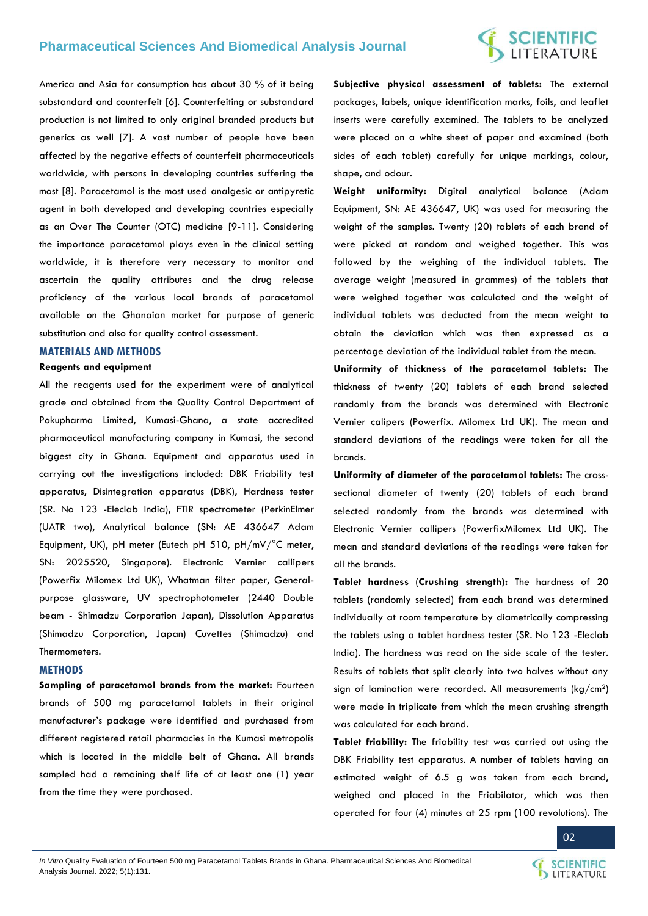America and Asia for consumption has about 30 % of it being substandard and counterfeit [6]. Counterfeiting or substandard production is not limited to only original branded products but generics as well [7]. A vast number of people have been affected by the negative effects of counterfeit pharmaceuticals worldwide, with persons in developing countries suffering the most [8]. Paracetamol is the most used analgesic or antipyretic agent in both developed and developing countries especially as an Over The Counter (OTC) medicine [9-11]. Considering the importance paracetamol plays even in the clinical setting worldwide, it is therefore very necessary to monitor and ascertain the quality attributes and the drug release proficiency of the various local brands of paracetamol available on the Ghanaian market for purpose of generic substitution and also for quality control assessment.

## MATERIALS AND METHODS

### Reagents and equipment

All the reagents used for the experiment were of analytical grade and obtained from the Quality Control Department of Pokupharma Limited, Kumasi-Ghana, a state accredited pharmaceutical manufacturing company in Kumasi, the second biggest city in Ghana. Equipment and apparatus used in carrying out the investigations included: DBK Friability test apparatus, Disintegration apparatus (DBK), Hardness tester (SR. No 123 -Eleclab India), FTIR spectrometer (PerkinElmer (UATR two), Analytical balance (SN: AE 436647 Adam Equipment, UK), pH meter (Eutech pH 510, pH/mV/°C meter, SN: 2025520, Singapore). Electronic Vernier callipers (Powerfix Milomex Ltd UK), Whatman filter paper, General-purpose glassware, UV spectrophotometer (2440 Double beam - Shimadzu Corporation Japan), Dissolution Apparatus (Shimadzu Corporation, Japan) Cuvettes (Shimadzu) and Thermometers.

## METHODS

**Sampling of paracetamol brands from the market:** Fourteen brands of 500 mg paracetamol tablets in their original manufacturer's package were identified and purchased from different registered retail pharmacies in the Kumasi metropolis which is located in the middle belt of Ghana. All brands sampled had a remaining shelf life of at least one (1) year from the time they were purchased.

**Subjective physical assessment of tablets:** The external packages, labels, unique identification marks, foils, and leaflet inserts were carefully examined. The tablets to be analyzed were placed on a white sheet of paper and examined (both sides of each tablet) carefully for unique markings, colour, shape, and odour.

**Weight uniformity:** Digital analytical balance (Adam Equipment, SN: AE 436647, UK) was used for measuring the weight of the samples. Twenty (20) tablets of each brand of were picked at random and weighed together. This was followed by the weighing of the individual tablets. The average weight (measured in grammes) of the tablets that were weighed together was calculated and the weight of individual tablets was deducted from the mean weight to obtain the deviation which was then expressed as a percentage deviation of the individual tablet from the mean.

**Uniformity of thickness of the paracetamol tablets:** The thickness of twenty (20) tablets of each brand selected randomly from the brands was determined with Electronic Vernier calipers (Powerfix. Milomex Ltd UK). The mean and standard deviations of the readings were taken for all the brands.

**Uniformity of diameter of the paracetamol tablets:** The cross-sectional diameter of twenty (20) tablets of each brand selected randomly from the brands was determined with Electronic Vernier callipers (PowerfixMilomex Ltd UK). The mean and standard deviations of the readings were taken for all the brands.

**Tablet hardness (Crushing strength):** The hardness of 20 tablets (randomly selected) from each brand was determined individually at room temperature by diametrically compressing the tablets using a tablet hardness tester (SR. No 123 -Eleclab India). The hardness was read on the side scale of the tester. Results of tablets that split clearly into two halves without any sign of lamination were recorded. All measurements (kg/cm$^2$) were made in triplicate from which the mean crushing strength was calculated for each brand.

**Tablet friability:** The friability test was carried out using the DBK Friability test apparatus. A number of tablets having an estimated weight of 6.5 g was taken from each brand, weighed and placed in the Friabilator, which was then operated for four (4) minutes at 25 rpm (100 revolutions). The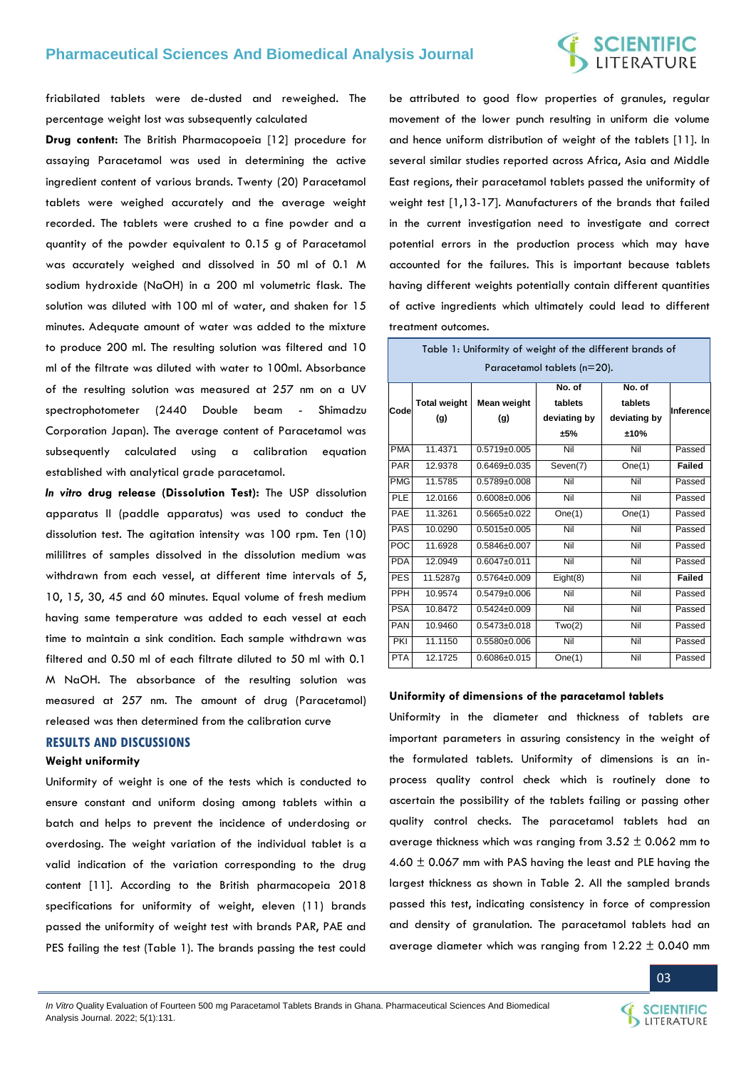friabilated tablets were de-dusted and reweighed. The percentage weight lost was subsequently calculated

**Drug content:** The British Pharmacopoeia [12] procedure for assaying Paracetamol was used in determining the active ingredient content of various brands. Twenty (20) Paracetamol tablets were weighed accurately and the average weight recorded. The tablets were crushed to a fine powder and a quantity of the powder equivalent to 0.15 g of Paracetamol was accurately weighed and dissolved in 50 ml of 0.1 M sodium hydroxide (NaOH) in a 200 ml volumetric flask. The solution was diluted with 100 ml of water, and shaken for 15 minutes. Adequate amount of water was added to the mixture to produce 200 ml. The resulting solution was filtered and 10 ml of the filtrate was diluted with water to 100ml. Absorbance of the resulting solution was measured at 257 nm on a UV spectrophotometer (2440 Double beam - Shimadzu Corporation Japan). The average content of Paracetamol was subsequently calculated using a calibration equation established with analytical grade paracetamol.

***In vitro* drug release (Dissolution Test):** The USP dissolution apparatus II (paddle apparatus) was used to conduct the dissolution test. The agitation intensity was 100 rpm. Ten (10) mililitres of samples dissolved in the dissolution medium was withdrawn from each vessel, at different time intervals of 5, 10, 15, 30, 45 and 60 minutes. Equal volume of fresh medium having same temperature was added to each vessel at each time to maintain a sink condition. Each sample withdrawn was filtered and 0.50 ml of each filtrate diluted to 50 ml with 0.1 M NaOH. The absorbance of the resulting solution was measured at 257 nm. The amount of drug (Paracetamol) released was then determined from the calibration curve

## RESULTS AND DISCUSSIONS

### Weight uniformity

Uniformity of weight is one of the tests which is conducted to ensure constant and uniform dosing among tablets within a batch and helps to prevent the incidence of underdosing or overdosing. The weight variation of the individual tablet is a valid indication of the variation corresponding to the drug content [11]. According to the British pharmacopeia 2018 specifications for uniformity of weight, eleven (11) brands passed the uniformity of weight test with brands PAR, PAE and PES failing the test (Table 1). The brands passing the test could be attributed to good flow properties of granules, regular movement of the lower punch resulting in uniform die volume and hence uniform distribution of weight of the tablets [11]. In several similar studies reported across Africa, Asia and Middle East regions, their paracetamol tablets passed the uniformity of weight test [1,13-17]. Manufacturers of the brands that failed in the current investigation need to investigate and correct potential errors in the production process which may have accounted for the failures. This is important because tablets having different weights potentially contain different quantities of active ingredients which ultimately could lead to different treatment outcomes.

Table 1: Uniformity of weight of the different brands of Paracetamol tablets (n=20).

| Code | Total weight (g) | Mean weight (g) | No. of tablets deviating by ±5% | No. of tablets deviating by ±10% | Inference |
|---|---|---|---|---|---|
| PMA | 11.4371 | 0.5719±0.005 | Nil | Nil | Passed |
| PAR | 12.9378 | 0.6469±0.035 | Seven(7) | One(1) | **Failed** |
| PMG | 11.5785 | 0.5789±0.008 | Nil | Nil | Passed |
| PLE | 12.0166 | 0.6008±0.006 | Nil | Nil | Passed |
| PAE | 11.3261 | 0.5665±0.022 | One(1) | One(1) | Passed |
| PAS | 10.0290 | 0.5015±0.005 | Nil | Nil | Passed |
| POC | 11.6928 | 0.5846±0.007 | Nil | Nil | Passed |
| PDA | 12.0949 | 0.6047±0.011 | Nil | Nil | Passed |
| PES | 11.5287g | 0.5764±0.009 | Eight(8) | Nil | **Failed** |
| PPH | 10.9574 | 0.5479±0.006 | Nil | Nil | Passed |
| PSA | 10.8472 | 0.5424±0.009 | Nil | Nil | Passed |
| PAN | 10.9460 | 0.5473±0.018 | Two(2) | Nil | Passed |
| PKI | 11.1150 | 0.5580±0.006 | Nil | Nil | Passed |
| PTA | 12.1725 | 0.6086±0.015 | One(1) | Nil | Passed |

### Uniformity of dimensions of the paracetamol tablets

Uniformity in the diameter and thickness of tablets are important parameters in assuring consistency in the weight of the formulated tablets. Uniformity of dimensions is an in-process quality control check which is routinely done to ascertain the possibility of the tablets failing or passing other quality control checks. The paracetamol tablets had an average thickness which was ranging from 3.52 ± 0.062 mm to 4.60 ± 0.067 mm with PAS having the least and PLE having the largest thickness as shown in Table 2. All the sampled brands passed this test, indicating consistency in force of compression and density of granulation. The paracetamol tablets had an average diameter which was ranging from 12.22 ± 0.040 mm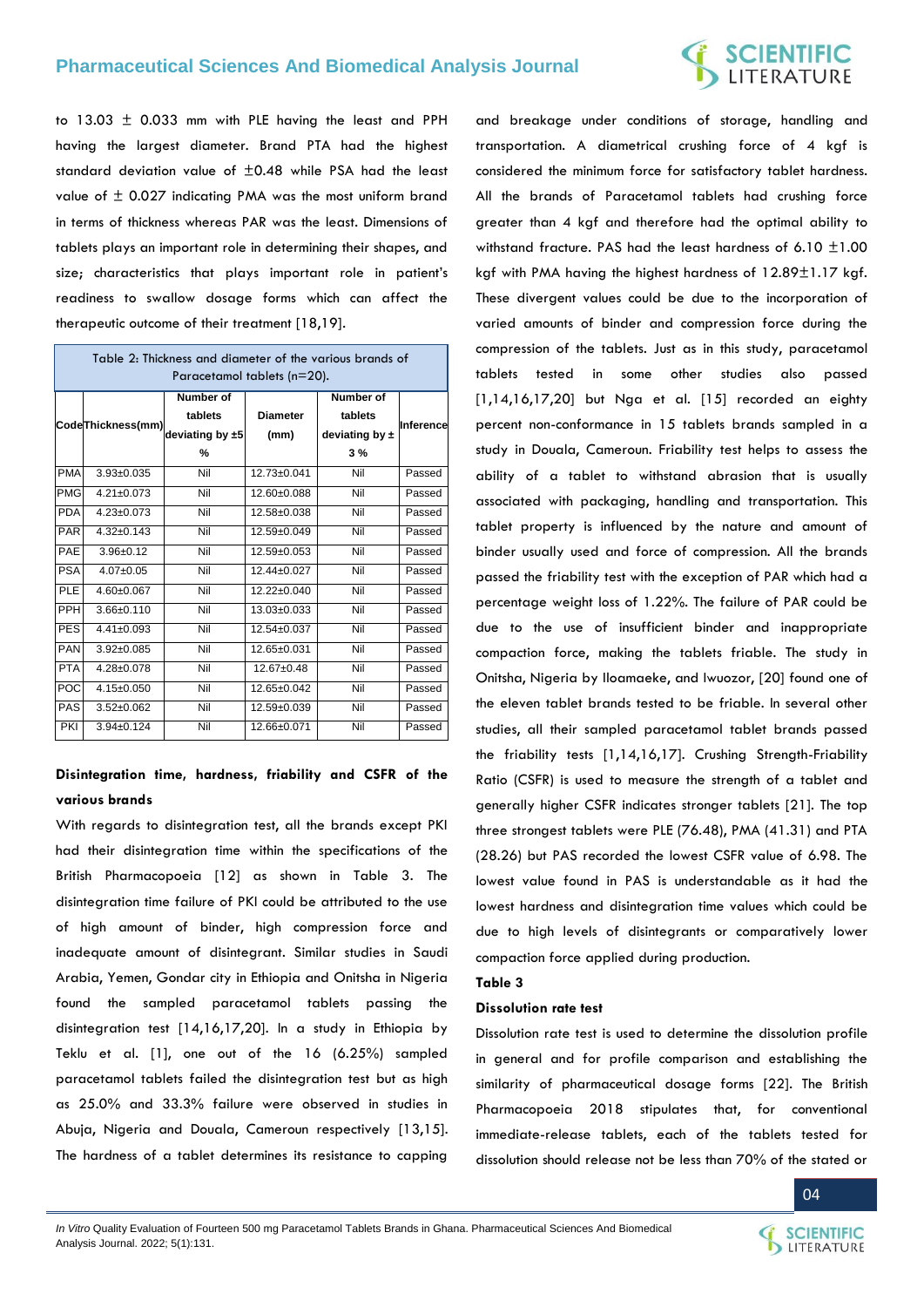to 13.03 ± 0.033 mm with PLE having the least and PPH having the largest diameter. Brand PTA had the highest standard deviation value of ±0.48 while PSA had the least value of ± 0.027 indicating PMA was the most uniform brand in terms of thickness whereas PAR was the least. Dimensions of tablets plays an important role in determining their shapes, and size; characteristics that plays important role in patient's readiness to swallow dosage forms which can affect the therapeutic outcome of their treatment [18,19].

Table 2: Thickness and diameter of the various brands of Paracetamol tablets (n=20).

| Code | Thickness(mm) | Number of tablets deviating by ±5 % | Diameter (mm) | Number of tablets deviating by ± 3 % | Inference |
|---|---|---|---|---|---|
| PMA | 3.93±0.035 | Nil | 12.73±0.041 | Nil | Passed |
| PMG | 4.21±0.073 | Nil | 12.60±0.088 | Nil | Passed |
| PDA | 4.23±0.073 | Nil | 12.58±0.038 | Nil | Passed |
| PAR | 4.32±0.143 | Nil | 12.59±0.049 | Nil | Passed |
| PAE | 3.96±0.12 | Nil | 12.59±0.053 | Nil | Passed |
| PSA | 4.07±0.05 | Nil | 12.44±0.027 | Nil | Passed |
| PLE | 4.60±0.067 | Nil | 12.22±0.040 | Nil | Passed |
| PPH | 3.66±0.110 | Nil | 13.03±0.033 | Nil | Passed |
| PES | 4.41±0.093 | Nil | 12.54±0.037 | Nil | Passed |
| PAN | 3.92±0.085 | Nil | 12.65±0.031 | Nil | Passed |
| PTA | 4.28±0.078 | Nil | 12.67±0.48 | Nil | Passed |
| POC | 4.15±0.050 | Nil | 12.65±0.042 | Nil | Passed |
| PAS | 3.52±0.062 | Nil | 12.59±0.039 | Nil | Passed |
| PKI | 3.94±0.124 | Nil | 12.66±0.071 | Nil | Passed |

### Disintegration time, hardness, friability and CSFR of the various brands

With regards to disintegration test, all the brands except PKI had their disintegration time within the specifications of the British Pharmacopoeia [12] as shown in Table 3. The disintegration time failure of PKI could be attributed to the use of high amount of binder, high compression force and inadequate amount of disintegrant. Similar studies in Saudi Arabia, Yemen, Gondar city in Ethiopia and Onitsha in Nigeria found the sampled paracetamol tablets passing the disintegration test [14,16,17,20]. In a study in Ethiopia by Teklu et al. [1], one out of the 16 (6.25%) sampled paracetamol tablets failed the disintegration test but as high as 25.0% and 33.3% failure were observed in studies in Abuja, Nigeria and Douala, Cameroun respectively [13,15]. The hardness of a tablet determines its resistance to capping and breakage under conditions of storage, handling and transportation. A diametrical crushing force of 4 kgf is considered the minimum force for satisfactory tablet hardness. All the brands of Paracetamol tablets had crushing force greater than 4 kgf and therefore had the optimal ability to withstand fracture. PAS had the least hardness of 6.10 ±1.00 kgf with PMA having the highest hardness of 12.89±1.17 kgf. These divergent values could be due to the incorporation of varied amounts of binder and compression force during the compression of the tablets. Just as in this study, paracetamol tablets tested in some other studies also passed [1,14,16,17,20] but Nga et al. [15] recorded an eighty percent non-conformance in 15 tablets brands sampled in a study in Douala, Cameroun. Friability test helps to assess the ability of a tablet to withstand abrasion that is usually associated with packaging, handling and transportation. This tablet property is influenced by the nature and amount of binder usually used and force of compression. All the brands passed the friability test with the exception of PAR which had a percentage weight loss of 1.22%. The failure of PAR could be due to the use of insufficient binder and inappropriate compaction force, making the tablets friable. The study in Onitsha, Nigeria by Iloamaeke, and Iwuozor, [20] found one of the eleven tablet brands tested to be friable. In several other studies, all their sampled paracetamol tablet brands passed the friability tests [1,14,16,17]. Crushing Strength-Friability Ratio (CSFR) is used to measure the strength of a tablet and generally higher CSFR indicates stronger tablets [21]. The top three strongest tablets were PLE (76.48), PMA (41.31) and PTA (28.26) but PAS recorded the lowest CSFR value of 6.98. The lowest value found in PAS is understandable as it had the lowest hardness and disintegration time values which could be due to high levels of disintegrants or comparatively lower compaction force applied during production.

**Table 3**

### Dissolution rate test

Dissolution rate test is used to determine the dissolution profile in general and for profile comparison and establishing the similarity of pharmaceutical dosage forms [22]. The British Pharmacopoeia 2018 stipulates that, for conventional immediate-release tablets, each of the tablets tested for dissolution should release not be less than 70% of the stated or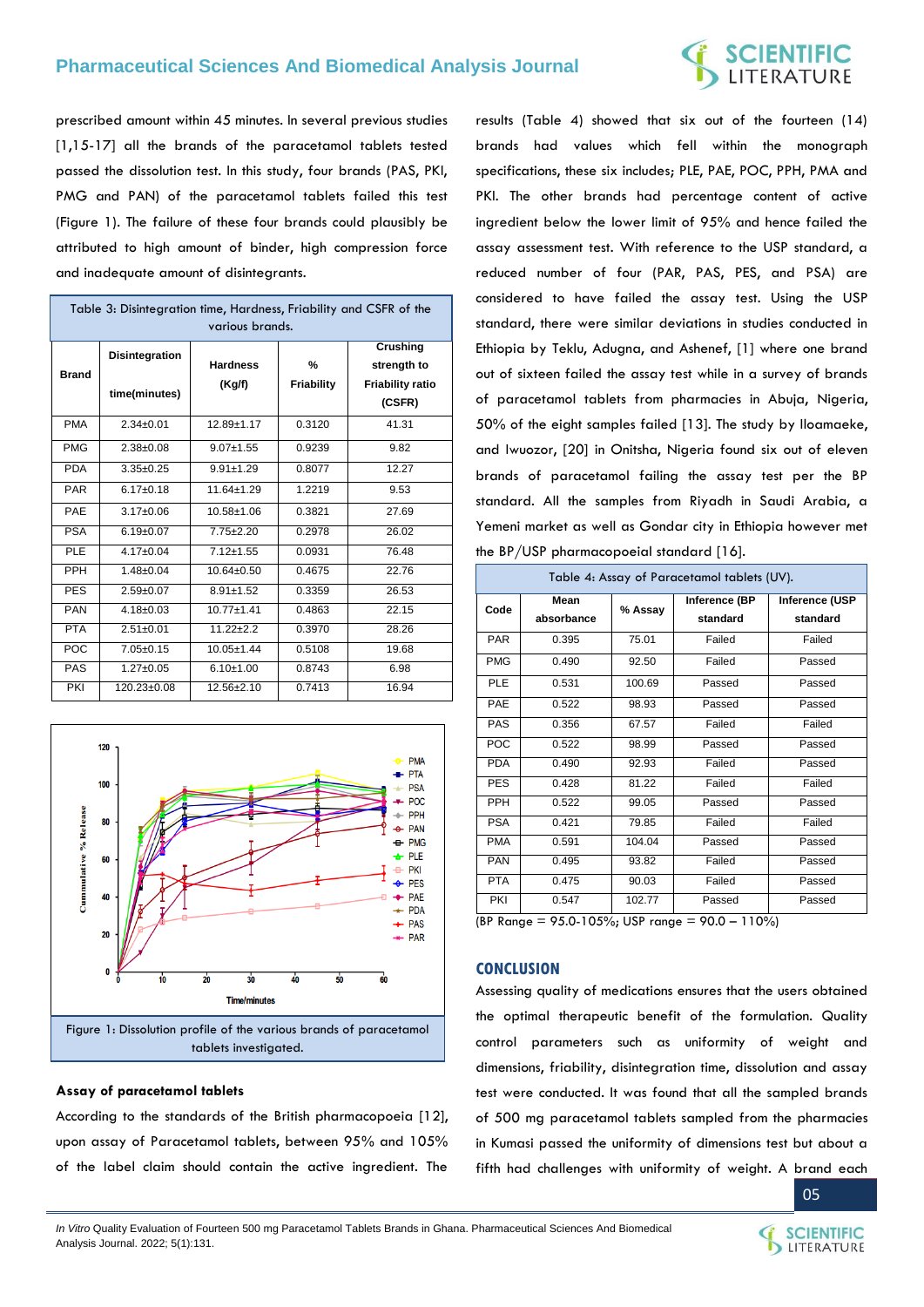prescribed amount within 45 minutes. In several previous studies [1,15-17] all the brands of the paracetamol tablets tested passed the dissolution test. In this study, four brands (PAS, PKI, PMG and PAN) of the paracetamol tablets failed this test (Figure 1). The failure of these four brands could plausibly be attributed to high amount of binder, high compression force and inadequate amount of disintegrants.

Table 3: Disintegration time, Hardness, Friability and CSFR of the various brands.

| Brand | Disintegration time(minutes) | Hardness (Kg/f) | % Friability | Crushing strength to Friability ratio (CSFR) |
|---|---|---|---|---|
| PMA | 2.34±0.01 | 12.89±1.17 | 0.3120 | 41.31 |
| PMG | 2.38±0.08 | 9.07±1.55 | 0.9239 | 9.82 |
| PDA | 3.35±0.25 | 9.91±1.29 | 0.8077 | 12.27 |
| PAR | 6.17±0.18 | 11.64±1.29 | 1.2219 | 9.53 |
| PAE | 3.17±0.06 | 10.58±1.06 | 0.3821 | 27.69 |
| PSA | 6.19±0.07 | 7.75±2.20 | 0.2978 | 26.02 |
| PLE | 4.17±0.04 | 7.12±1.55 | 0.0931 | 76.48 |
| PPH | 1.48±0.04 | 10.64±0.50 | 0.4675 | 22.76 |
| PES | 2.59±0.07 | 8.91±1.52 | 0.3359 | 26.53 |
| PAN | 4.18±0.03 | 10.77±1.41 | 0.4863 | 22.15 |
| PTA | 2.51±0.01 | 11.22±2.2 | 0.3970 | 28.26 |
| POC | 7.05±0.15 | 10.05±1.44 | 0.5108 | 19.68 |
| PAS | 1.27±0.05 | 6.10±1.00 | 0.8743 | 6.98 |
| PKI | 120.23±0.08 | 12.56±2.10 | 0.7413 | 16.94 |

Figure 1: Dissolution profile of the various brands of paracetamol tablets investigated.

### Assay of paracetamol tablets

According to the standards of the British pharmacopoeia [12], upon assay of Paracetamol tablets, between 95% and 105% of the label claim should contain the active ingredient. The results (Table 4) showed that six out of the fourteen (14) brands had values which fell within the monograph specifications, these six includes; PLE, PAE, POC, PPH, PMA and PKI. The other brands had percentage content of active ingredient below the lower limit of 95% and hence failed the assay assessment test. With reference to the USP standard, a reduced number of four (PAR, PAS, PES, and PSA) are considered to have failed the assay test. Using the USP standard, there were similar deviations in studies conducted in Ethiopia by Teklu, Adugna, and Ashenef, [1] where one brand out of sixteen failed the assay test while in a survey of brands of paracetamol tablets from pharmacies in Abuja, Nigeria, 50% of the eight samples failed [13]. The study by Iloamaeke, and Iwuozor, [20] in Onitsha, Nigeria found six out of eleven brands of paracetamol failing the assay test per the BP standard. All the samples from Riyadh in Saudi Arabia, a Yemeni market as well as Gondar city in Ethiopia however met the BP/USP pharmacopoeial standard [16].

Table 4: Assay of Paracetamol tablets (UV).

| Code | Mean absorbance | % Assay | Inference (BP standard | Inference (USP standard |
|---|---|---|---|---|
| PAR | 0.395 | 75.01 | Failed | Failed |
| PMG | 0.490 | 92.50 | Failed | Passed |
| PLE | 0.531 | 100.69 | Passed | Passed |
| PAE | 0.522 | 98.93 | Passed | Passed |
| PAS | 0.356 | 67.57 | Failed | Failed |
| POC | 0.522 | 98.99 | Passed | Passed |
| PDA | 0.490 | 92.93 | Failed | Passed |
| PES | 0.428 | 81.22 | Failed | Failed |
| PPH | 0.522 | 99.05 | Passed | Passed |
| PSA | 0.421 | 79.85 | Failed | Failed |
| PMA | 0.591 | 104.04 | Passed | Passed |
| PAN | 0.495 | 93.82 | Failed | Passed |
| PTA | 0.475 | 90.03 | Failed | Passed |
| PKI | 0.547 | 102.77 | Passed | Passed |

(BP Range = 95.0-105%; USP range = 90.0 – 110%)

## CONCLUSION

Assessing quality of medications ensures that the users obtained the optimal therapeutic benefit of the formulation. Quality control parameters such as uniformity of weight and dimensions, friability, disintegration time, dissolution and assay test were conducted. It was found that all the sampled brands of 500 mg paracetamol tablets sampled from the pharmacies in Kumasi passed the uniformity of dimensions test but about a fifth had challenges with uniformity of weight. A brand each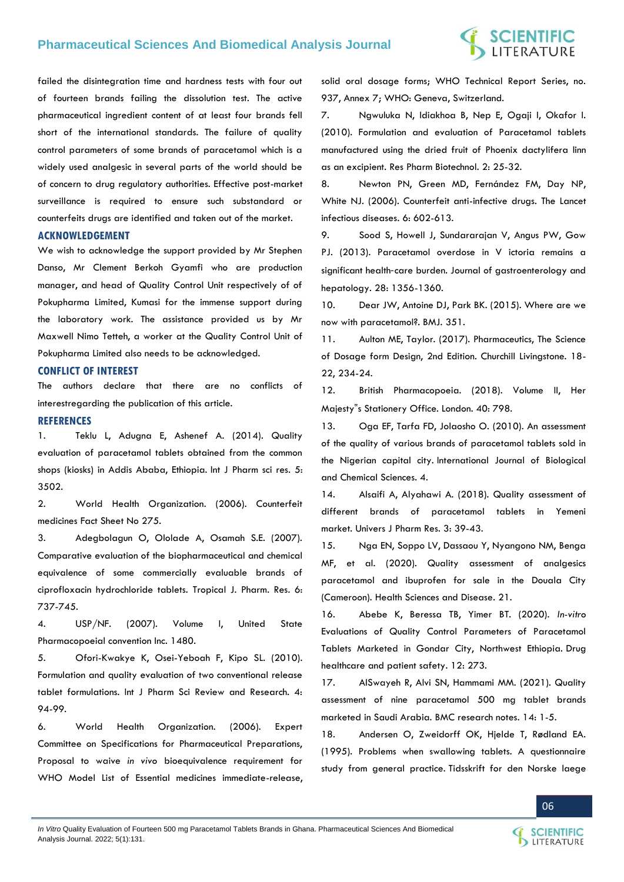failed the disintegration time and hardness tests with four out of fourteen brands failing the dissolution test. The active pharmaceutical ingredient content of at least four brands fell short of the international standards. The failure of quality control parameters of some brands of paracetamol which is a widely used analgesic in several parts of the world should be of concern to drug regulatory authorities. Effective post-market surveillance is required to ensure such substandard or counterfeits drugs are identified and taken out of the market.

## ACKNOWLEDGEMENT

We wish to acknowledge the support provided by Mr Stephen Danso, Mr Clement Berkoh Gyamfi who are production manager, and head of Quality Control Unit respectively of of Pokupharma Limited, Kumasi for the immense support during the laboratory work. The assistance provided us by Mr Maxwell Nimo Tetteh, a worker at the Quality Control Unit of Pokupharma Limited also needs to be acknowledged.

## CONFLICT OF INTEREST

The authors declare that there are no conflicts of interestregarding the publication of this article.

## REFERENCES

1. Teklu L, Adugna E, Ashenef A. (2014). Quality evaluation of paracetamol tablets obtained from the common shops (kiosks) in Addis Ababa, Ethiopia. Int J Pharm sci res. 5: 3502.
2. World Health Organization. (2006). Counterfeit medicines Fact Sheet No 275.
3. Adegbolagun O, Ololade A, Osamah S.E. (2007). Comparative evaluation of the biopharmaceutical and chemical equivalence of some commercially evaluable brands of ciprofloxacin hydrochloride tablets. Tropical J. Pharm. Res. 6: 737-745.
4. USP/NF. (2007). Volume I, United State Pharmacopoeial convention Inc. 1480.
5. Ofori-Kwakye K, Osei-Yeboah F, Kipo SL. (2010). Formulation and quality evaluation of two conventional release tablet formulations. Int J Pharm Sci Review and Research. 4: 94-99.
6. World Health Organization. (2006). Expert Committee on Specifications for Pharmaceutical Preparations, Proposal to waive *in vivo* bioequivalence requirement for WHO Model List of Essential medicines immediate-release, solid oral dosage forms; WHO Technical Report Series, no. 937, Annex 7; WHO: Geneva, Switzerland.
7. Ngwuluka N, Idiakhoa B, Nep E, Ogaji I, Okafor I. (2010). Formulation and evaluation of Paracetamol tablets manufactured using the dried fruit of Phoenix dactylifera linn as an excipient. Res Pharm Biotechnol. 2: 25-32.
8. Newton PN, Green MD, Fernández FM, Day NP, White NJ. (2006). Counterfeit anti-infective drugs. The Lancet infectious diseases. 6: 602-613.
9. Sood S, Howell J, Sundararajan V, Angus PW, Gow PJ. (2013). Paracetamol overdose in V ictoria remains a significant health-care burden. Journal of gastroenterology and hepatology. 28: 1356-1360.
10. Dear JW, Antoine DJ, Park BK. (2015). Where are we now with paracetamol?. BMJ. 351.
11. Aulton ME, Taylor. (2017). Pharmaceutics, The Science of Dosage form Design, 2nd Edition. Churchill Livingstone. 18-22, 234-24.
12. British Pharmacopoeia. (2018). Volume II, Her Majesty"s Stationery Office. London. 40: 798.
13. Oga EF, Tarfa FD, Jolaosho O. (2010). An assessment of the quality of various brands of paracetamol tablets sold in the Nigerian capital city. International Journal of Biological and Chemical Sciences. 4.
14. Alsaifi A, Alyahawi A. (2018). Quality assessment of different brands of paracetamol tablets in Yemeni market. Univers J Pharm Res. 3: 39-43.
15. Nga EN, Soppo LV, Dassaou Y, Nyangono NM, Benga MF, et al. (2020). Quality assessment of analgesics paracetamol and ibuprofen for sale in the Douala City (Cameroon). Health Sciences and Disease. 21.
16. Abebe K, Beressa TB, Yimer BT. (2020). *In-vitro* Evaluations of Quality Control Parameters of Paracetamol Tablets Marketed in Gondar City, Northwest Ethiopia. Drug healthcare and patient safety. 12: 273.
17. AlSwayeh R, Alvi SN, Hammami MM. (2021). Quality assessment of nine paracetamol 500 mg tablet brands marketed in Saudi Arabia. BMC research notes. 14: 1-5.
18. Andersen O, Zweidorff OK, Hjelde T, Rødland EA. (1995). Problems when swallowing tablets. A questionnaire study from general practice. Tidsskrift for den Norske laege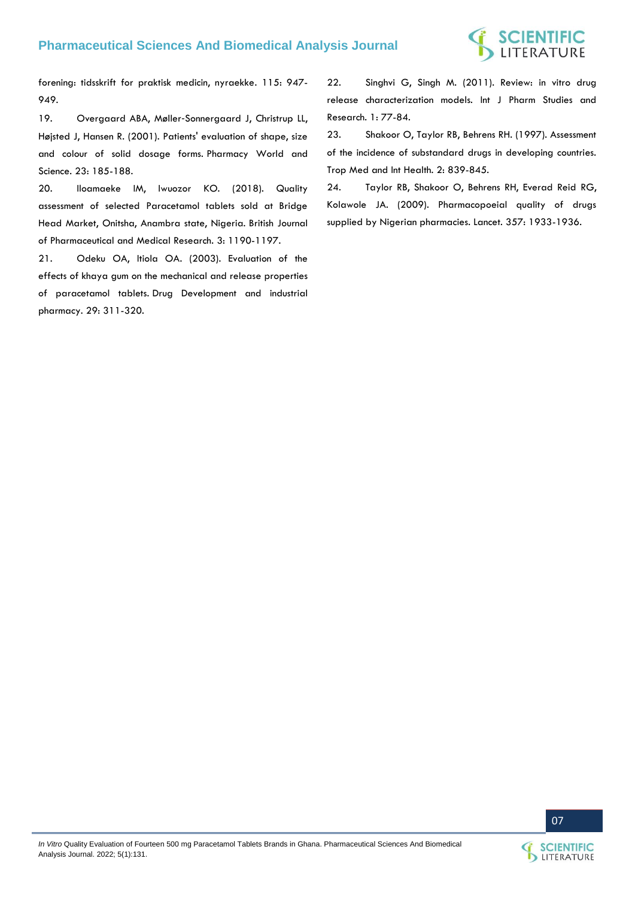forening: tidsskrift for praktisk medicin, nyraekke. 115: 947-949.

19. Overgaard ABA, Møller-Sonnergaard J, Christrup LL, Højsted J, Hansen R. (2001). Patients' evaluation of shape, size and colour of solid dosage forms. Pharmacy World and Science. 23: 185-188.

20. Iloamaeke IM, Iwuozor KO. (2018). Quality assessment of selected Paracetamol tablets sold at Bridge Head Market, Onitsha, Anambra state, Nigeria. British Journal of Pharmaceutical and Medical Research. 3: 1190-1197.

21. Odeku OA, Itiola OA. (2003). Evaluation of the effects of khaya gum on the mechanical and release properties of paracetamol tablets. Drug Development and industrial pharmacy. 29: 311-320.

22. Singhvi G, Singh M. (2011). Review: in vitro drug release characterization models. Int J Pharm Studies and Research. 1: 77-84.

23. Shakoor O, Taylor RB, Behrens RH. (1997). Assessment of the incidence of substandard drugs in developing countries. Trop Med and Int Health. 2: 839-845.

24. Taylor RB, Shakoor O, Behrens RH, Everad Reid RG, Kolawole JA. (2009). Pharmacopoeial quality of drugs supplied by Nigerian pharmacies. Lancet. 357: 1933-1936.